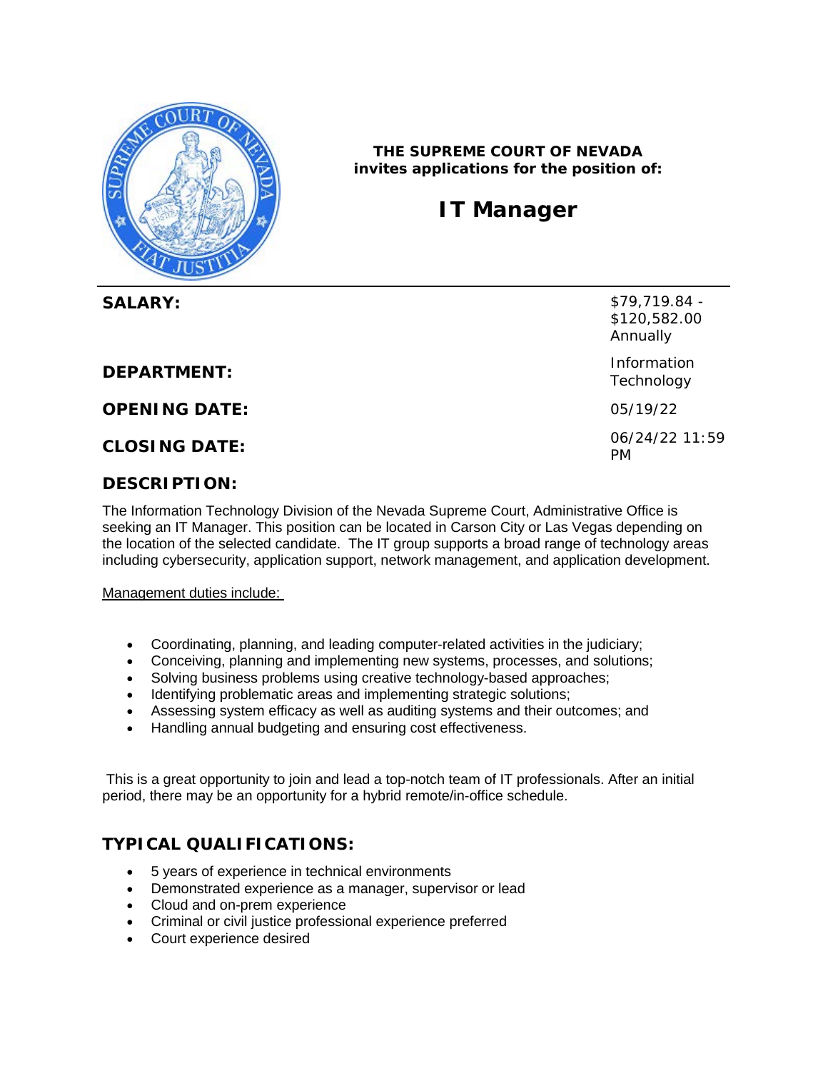**THE SUPREME COURT OF NEVADA**
**invites applications for the position of:**

# IT Manager

| | |
|---|---|
| **SALARY:** | $79,719.84 - $120,582.00 Annually |
| **DEPARTMENT:** | Information Technology |
| **OPENING DATE:** | 05/19/22 |
| **CLOSING DATE:** | 06/24/22 11:59 PM |

## DESCRIPTION:

The Information Technology Division of the Nevada Supreme Court, Administrative Office is seeking an IT Manager. This position can be located in Carson City or Las Vegas depending on the location of the selected candidate. The IT group supports a broad range of technology areas including cybersecurity, application support, network management, and application development.

Management duties include:

- Coordinating, planning, and leading computer-related activities in the judiciary;
- Conceiving, planning and implementing new systems, processes, and solutions;
- Solving business problems using creative technology-based approaches;
- Identifying problematic areas and implementing strategic solutions;
- Assessing system efficacy as well as auditing systems and their outcomes; and
- Handling annual budgeting and ensuring cost effectiveness.

This is a great opportunity to join and lead a top-notch team of IT professionals. After an initial period, there may be an opportunity for a hybrid remote/in-office schedule.

## TYPICAL QUALIFICATIONS:

- 5 years of experience in technical environments
- Demonstrated experience as a manager, supervisor or lead
- Cloud and on-prem experience
- Criminal or civil justice professional experience preferred
- Court experience desired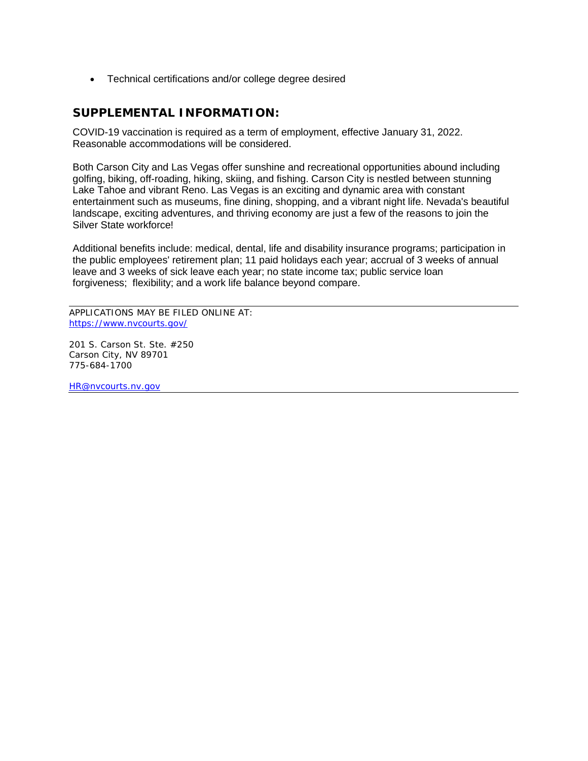- Technical certifications and/or college degree desired

## SUPPLEMENTAL INFORMATION:

COVID-19 vaccination is required as a term of employment, effective January 31, 2022. Reasonable accommodations will be considered.

Both Carson City and Las Vegas offer sunshine and recreational opportunities abound including golfing, biking, off-roading, hiking, skiing, and fishing. Carson City is nestled between stunning Lake Tahoe and vibrant Reno. Las Vegas is an exciting and dynamic area with constant entertainment such as museums, fine dining, shopping, and a vibrant night life. Nevada's beautiful landscape, exciting adventures, and thriving economy are just a few of the reasons to join the Silver State workforce!

Additional benefits include: medical, dental, life and disability insurance programs; participation in the public employees' retirement plan; 11 paid holidays each year; accrual of 3 weeks of annual leave and 3 weeks of sick leave each year; no state income tax; public service loan forgiveness; flexibility; and a work life balance beyond compare.

---

APPLICATIONS MAY BE FILED ONLINE AT:
https://www.nvcourts.gov/

201 S. Carson St. Ste. #250
Carson City, NV 89701
775-684-1700

HR@nvcourts.nv.gov